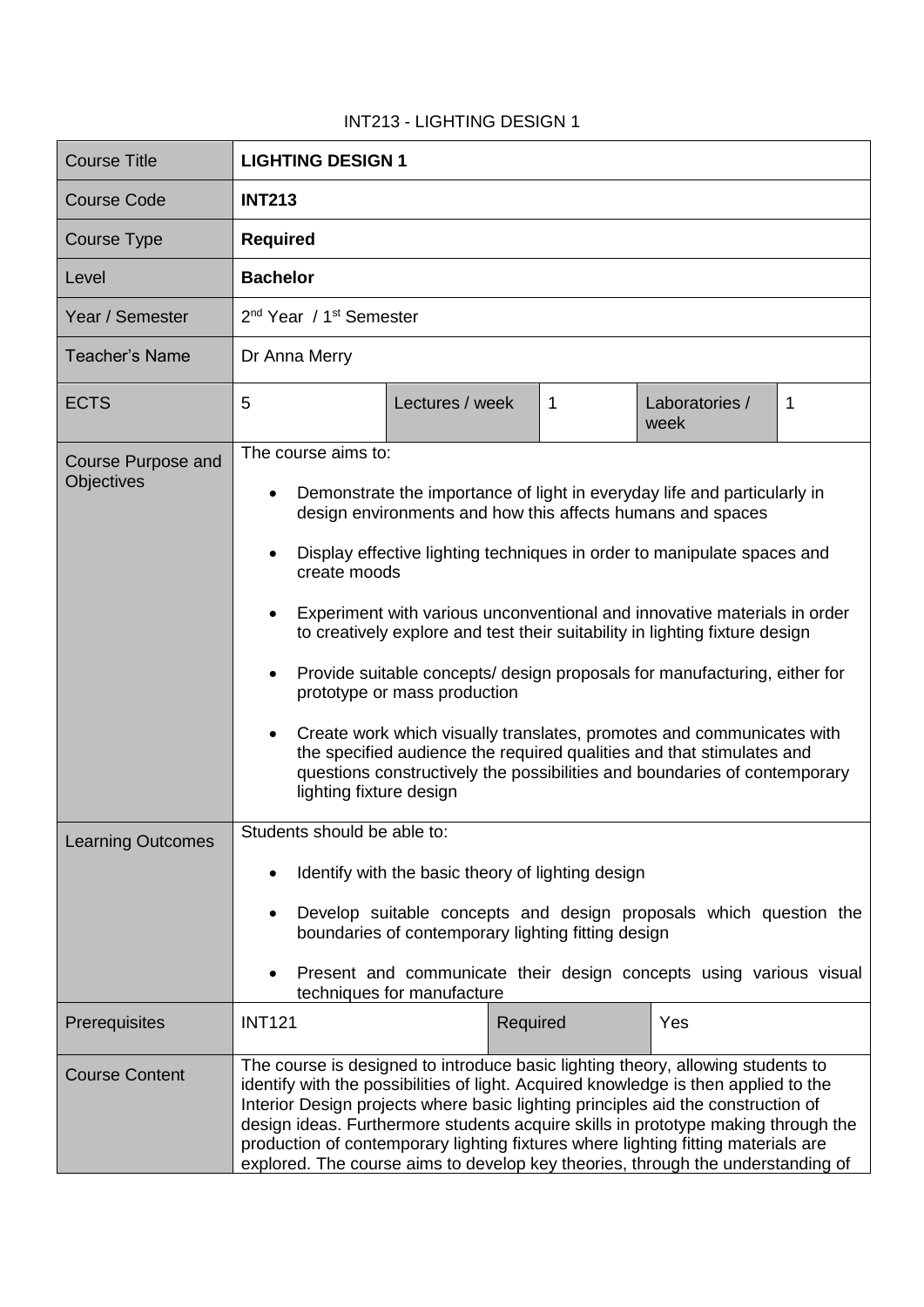# INT213 - LIGHTING DESIGN 1

| Course Title | **LIGHTING DESIGN 1** | | | | |
|---|---|---|---|---|---|
| Course Code | **INT213** | | | | |
| Course Type | **Required** | | | | |
| Level | **Bachelor** | | | | |
| Year / Semester | 2nd Year / 1st Semester | | | | |
| Teacher's Name | Dr Anna Merry | | | | |
| ECTS | 5 | Lectures / week | 1 | Laboratories / week | 1 |
| Course Purpose and Objectives | The course aims to:<br><br>• Demonstrate the importance of light in everyday life and particularly in design environments and how this affects humans and spaces<br><br>• Display effective lighting techniques in order to manipulate spaces and create moods<br><br>• Experiment with various unconventional and innovative materials in order to creatively explore and test their suitability in lighting fixture design<br><br>• Provide suitable concepts/ design proposals for manufacturing, either for prototype or mass production<br><br>• Create work which visually translates, promotes and communicates with the specified audience the required qualities and that stimulates and questions constructively the possibilities and boundaries of contemporary lighting fixture design | | | | |
| Learning Outcomes | Students should be able to:<br><br>• Identify with the basic theory of lighting design<br><br>• Develop suitable concepts and design proposals which question the boundaries of contemporary lighting fitting design<br><br>• Present and communicate their design concepts using various visual techniques for manufacture | | | | |
| Prerequisites | INT121 | | Required | Yes | |
| Course Content | The course is designed to introduce basic lighting theory, allowing students to identify with the possibilities of light. Acquired knowledge is then applied to the Interior Design projects where basic lighting principles aid the construction of design ideas. Furthermore students acquire skills in prototype making through the production of contemporary lighting fixtures where lighting fitting materials are explored. The course aims to develop key theories, through the understanding of | | | | |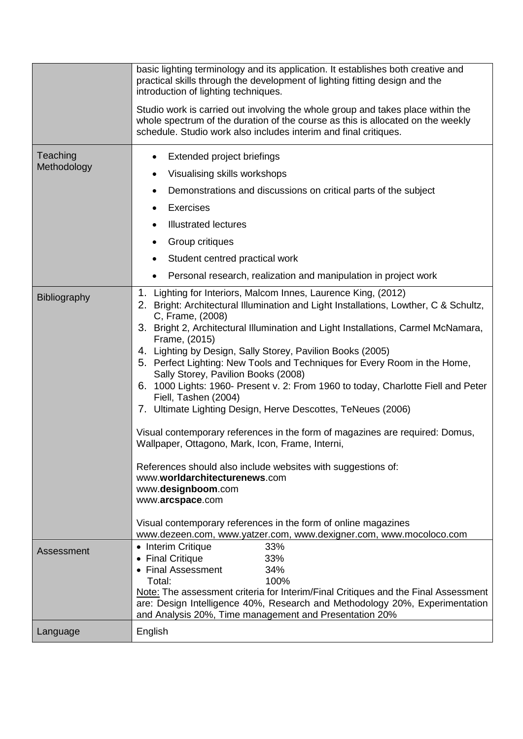| | |
|---|---|
| | basic lighting terminology and its application. It establishes both creative and practical skills through the development of lighting fitting design and the introduction of lighting techniques.<br><br>Studio work is carried out involving the whole group and takes place within the whole spectrum of the duration of the course as this is allocated on the weekly schedule. Studio work also includes interim and final critiques. |
| Teaching Methodology | • Extended project briefings<br>• Visualising skills workshops<br>• Demonstrations and discussions on critical parts of the subject<br>• Exercises<br>• Illustrated lectures<br>• Group critiques<br>• Student centred practical work<br>• Personal research, realization and manipulation in project work |
| Bibliography | 1. Lighting for Interiors, Malcom Innes, Laurence King, (2012)<br>2. Bright: Architectural Illumination and Light Installations, Lowther, C & Schultz, C, Frame, (2008)<br>3. Bright 2, Architectural Illumination and Light Installations, Carmel McNamara, Frame, (2015)<br>4. Lighting by Design, Sally Storey, Pavilion Books (2005)<br>5. Perfect Lighting: New Tools and Techniques for Every Room in the Home, Sally Storey, Pavilion Books (2008)<br>6. 1000 Lights: 1960- Present v. 2: From 1960 to today, Charlotte Fiell and Peter Fiell, Tashen (2004)<br>7. Ultimate Lighting Design, Herve Descottes, TeNeues (2006)<br><br>Visual contemporary references in the form of magazines are required: Domus, Wallpaper, Ottagono, Mark, Icon, Frame, Interni,<br><br>References should also include websites with suggestions of:<br>www.**worldarchitecturenews**.com<br>www.**designboom**.com<br>www.**arcspace**.com<br><br>Visual contemporary references in the form of online magazines<br>www.dezeen.com, www.yatzer.com, www.dexigner.com, www.mocoloco.com |
| Assessment | • Interim Critique 33%<br>• Final Critique 33%<br>• Final Assessment 34%<br>Total: 100%<br><u>Note:</u> The assessment criteria for Interim/Final Critiques and the Final Assessment are: Design Intelligence 40%, Research and Methodology 20%, Experimentation and Analysis 20%, Time management and Presentation 20% |
| Language | English |